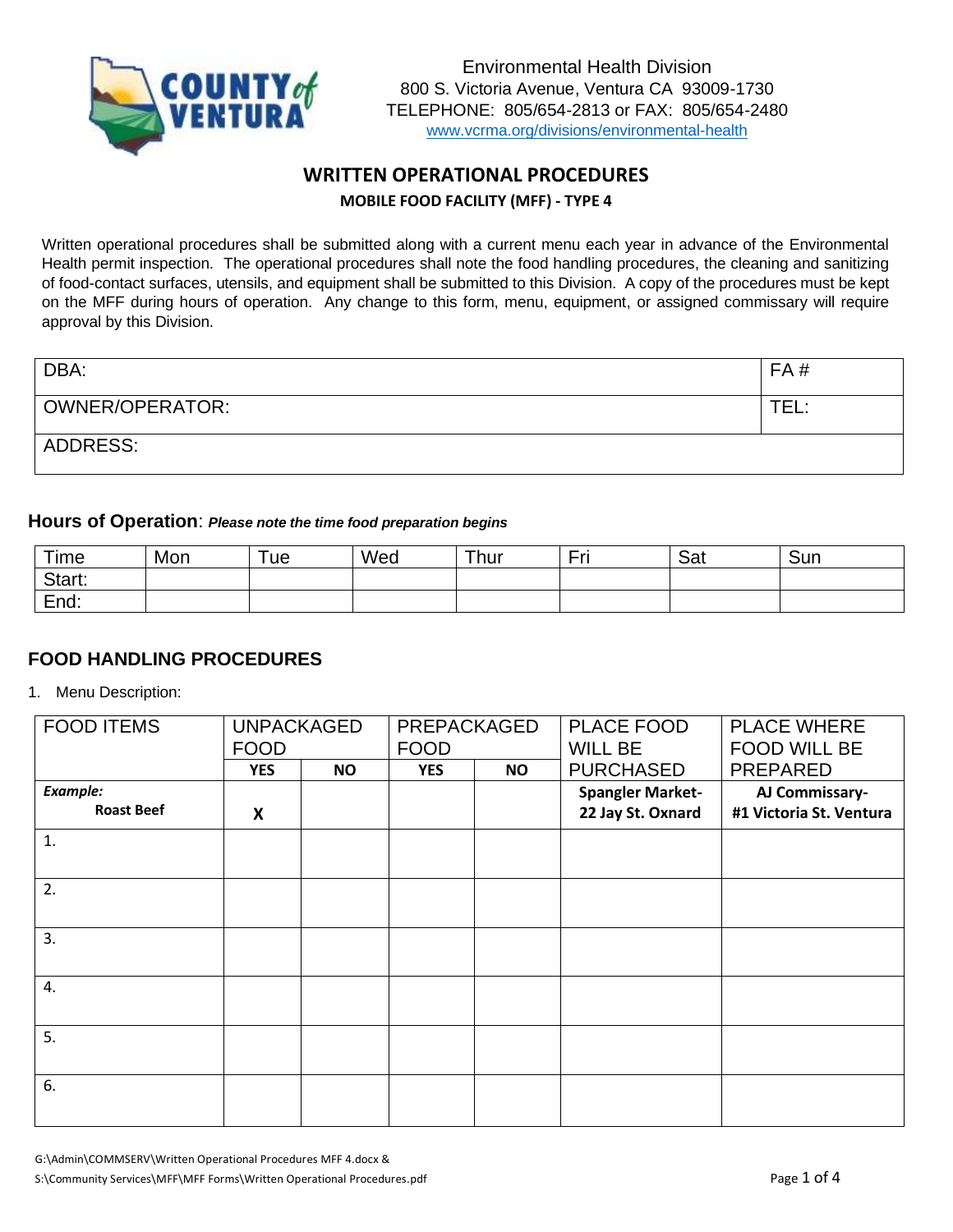COUNTY of VENTURA

Environmental Health Division
800 S. Victoria Avenue, Ventura CA 93009-1730
TELEPHONE: 805/654-2813 or FAX: 805/654-2480
www.vcrma.org/divisions/environmental-health

# WRITTEN OPERATIONAL PROCEDURES

## MOBILE FOOD FACILITY (MFF) - TYPE 4

Written operational procedures shall be submitted along with a current menu each year in advance of the Environmental Health permit inspection. The operational procedures shall note the food handling procedures, the cleaning and sanitizing of food-contact surfaces, utensils, and equipment shall be submitted to this Division. A copy of the procedures must be kept on the MFF during hours of operation. Any change to this form, menu, equipment, or assigned commissary will require approval by this Division.

| DBA: | FA # |
|---|---|
| OWNER/OPERATOR: | TEL: |
| ADDRESS: | |

**Hours of Operation**: ***Please note the time food preparation begins***

| Time | Mon | Tue | Wed | Thur | Fri | Sat | Sun |
|---|---|---|---|---|---|---|---|
| Start: | | | | | | | |
| End: | | | | | | | |

## FOOD HANDLING PROCEDURES

1. Menu Description:

| FOOD ITEMS | UNPACKAGED FOOD | | PREPACKAGED FOOD | | PLACE FOOD WILL BE PURCHASED | PLACE WHERE FOOD WILL BE PREPARED |
|---|---|---|---|---|---|---|
| | **YES** | **NO** | **YES** | **NO** | | |
| ***Example:*** **Roast Beef** | **X** | | | | **Spangler Market- 22 Jay St. Oxnard** | **AJ Commissary- #1 Victoria St. Ventura** |
| 1. | | | | | | |
| 2. | | | | | | |
| 3. | | | | | | |
| 4. | | | | | | |
| 5. | | | | | | |
| 6. | | | | | | |

G:\Admin\COMMSERV\Written Operational Procedures MFF 4.docx &
S:\Community Services\MFF\MFF Forms\Written Operational Procedures.pdf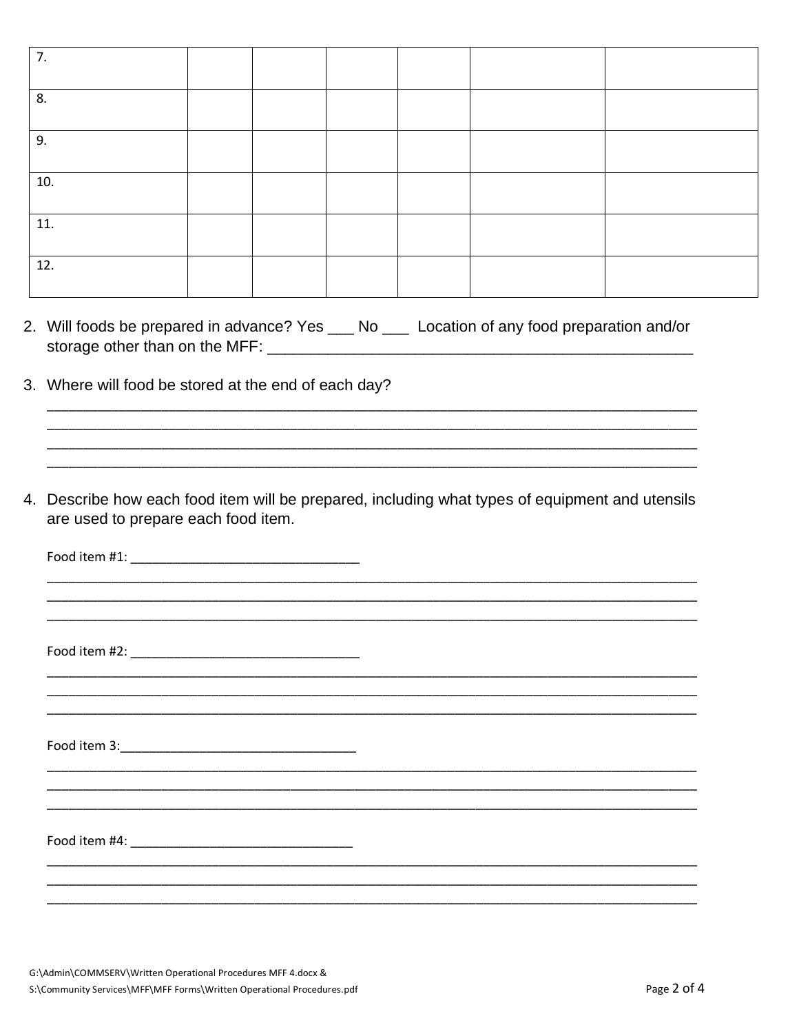| 7. | | | | | | |
|---|---|---|---|---|---|---|
| 8. | | | | | | |
| 9. | | | | | | |
| 10. | | | | | | |
| 11. | | | | | | |
| 12. | | | | | | |

2. Will foods be prepared in advance? Yes ___ No ___ Location of any food preparation and/or storage other than on the MFF: ___________________________________________________

3. Where will food be stored at the end of each day?
_____________________________________________________________________________________
_____________________________________________________________________________________
_____________________________________________________________________________________
_____________________________________________________________________________________

4. Describe how each food item will be prepared, including what types of equipment and utensils are used to prepare each food item.

   Food item #1: ________________________________
   _____________________________________________________________________________________
   _____________________________________________________________________________________
   _____________________________________________________________________________________

   Food item #2: ________________________________
   _____________________________________________________________________________________
   _____________________________________________________________________________________
   _____________________________________________________________________________________

   Food item 3:__________________________________
   _____________________________________________________________________________________
   _____________________________________________________________________________________
   _____________________________________________________________________________________

   Food item #4: _______________________________
   _____________________________________________________________________________________
   _____________________________________________________________________________________
   _____________________________________________________________________________________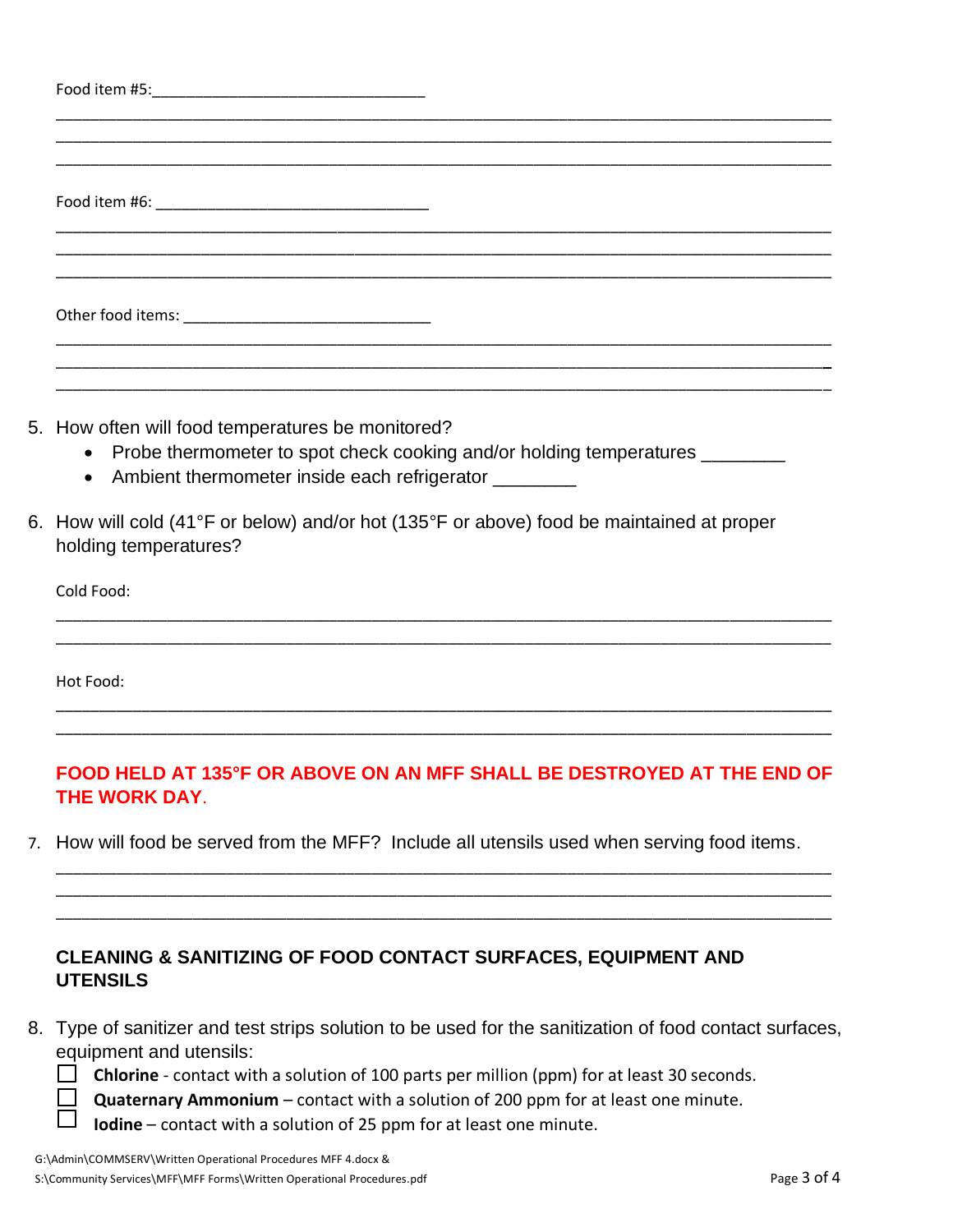Food item #5:\_\_\_\_\_\_\_\_\_\_\_\_\_\_\_\_\_\_\_\_\_\_\_\_\_\_\_\_\_\_\_\_

\_\_\_\_\_\_\_\_\_\_\_\_\_\_\_\_\_\_\_\_\_\_\_\_\_\_\_\_\_\_\_\_\_\_\_\_\_\_\_\_\_\_\_\_\_\_\_\_\_\_\_\_\_\_\_\_\_\_\_\_\_\_\_\_\_\_\_\_\_\_\_\_\_\_\_\_\_\_\_\_\_\_

\_\_\_\_\_\_\_\_\_\_\_\_\_\_\_\_\_\_\_\_\_\_\_\_\_\_\_\_\_\_\_\_\_\_\_\_\_\_\_\_\_\_\_\_\_\_\_\_\_\_\_\_\_\_\_\_\_\_\_\_\_\_\_\_\_\_\_\_\_\_\_\_\_\_\_\_\_\_\_\_\_\_

\_\_\_\_\_\_\_\_\_\_\_\_\_\_\_\_\_\_\_\_\_\_\_\_\_\_\_\_\_\_\_\_\_\_\_\_\_\_\_\_\_\_\_\_\_\_\_\_\_\_\_\_\_\_\_\_\_\_\_\_\_\_\_\_\_\_\_\_\_\_\_\_\_\_\_\_\_\_\_\_\_\_

Food item #6: \_\_\_\_\_\_\_\_\_\_\_\_\_\_\_\_\_\_\_\_\_\_\_\_\_\_\_\_\_\_\_\_

\_\_\_\_\_\_\_\_\_\_\_\_\_\_\_\_\_\_\_\_\_\_\_\_\_\_\_\_\_\_\_\_\_\_\_\_\_\_\_\_\_\_\_\_\_\_\_\_\_\_\_\_\_\_\_\_\_\_\_\_\_\_\_\_\_\_\_\_\_\_\_\_\_\_\_\_\_\_\_\_\_\_

\_\_\_\_\_\_\_\_\_\_\_\_\_\_\_\_\_\_\_\_\_\_\_\_\_\_\_\_\_\_\_\_\_\_\_\_\_\_\_\_\_\_\_\_\_\_\_\_\_\_\_\_\_\_\_\_\_\_\_\_\_\_\_\_\_\_\_\_\_\_\_\_\_\_\_\_\_\_\_\_\_\_

\_\_\_\_\_\_\_\_\_\_\_\_\_\_\_\_\_\_\_\_\_\_\_\_\_\_\_\_\_\_\_\_\_\_\_\_\_\_\_\_\_\_\_\_\_\_\_\_\_\_\_\_\_\_\_\_\_\_\_\_\_\_\_\_\_\_\_\_\_\_\_\_\_\_\_\_\_\_\_\_\_\_

Other food items: \_\_\_\_\_\_\_\_\_\_\_\_\_\_\_\_\_\_\_\_\_\_\_\_\_\_\_\_\_\_

\_\_\_\_\_\_\_\_\_\_\_\_\_\_\_\_\_\_\_\_\_\_\_\_\_\_\_\_\_\_\_\_\_\_\_\_\_\_\_\_\_\_\_\_\_\_\_\_\_\_\_\_\_\_\_\_\_\_\_\_\_\_\_\_\_\_\_\_\_\_\_\_\_\_\_\_\_\_\_\_\_\_

\_\_\_\_\_\_\_\_\_\_\_\_\_\_\_\_\_\_\_\_\_\_\_\_\_\_\_\_\_\_\_\_\_\_\_\_\_\_\_\_\_\_\_\_\_\_\_\_\_\_\_\_\_\_\_\_\_\_\_\_\_\_\_\_\_\_\_\_\_\_\_\_\_\_\_\_\_\_\_\_\_\_

\_\_\_\_\_\_\_\_\_\_\_\_\_\_\_\_\_\_\_\_\_\_\_\_\_\_\_\_\_\_\_\_\_\_\_\_\_\_\_\_\_\_\_\_\_\_\_\_\_\_\_\_\_\_\_\_\_\_\_\_\_\_\_\_\_\_\_\_\_\_\_\_\_\_\_\_\_\_\_\_\_\_

5. How often will food temperatures be monitored?
   - Probe thermometer to spot check cooking and/or holding temperatures \_\_\_\_\_\_\_\_
   - Ambient thermometer inside each refrigerator \_\_\_\_\_\_\_\_

6. How will cold (41°F or below) and/or hot (135°F or above) food be maintained at proper holding temperatures?

   Cold Food:

   \_\_\_\_\_\_\_\_\_\_\_\_\_\_\_\_\_\_\_\_\_\_\_\_\_\_\_\_\_\_\_\_\_\_\_\_\_\_\_\_\_\_\_\_\_\_\_\_\_\_\_\_\_\_\_\_\_\_\_\_\_\_\_\_\_\_\_\_\_\_\_\_\_\_\_\_\_\_\_\_\_\_

   \_\_\_\_\_\_\_\_\_\_\_\_\_\_\_\_\_\_\_\_\_\_\_\_\_\_\_\_\_\_\_\_\_\_\_\_\_\_\_\_\_\_\_\_\_\_\_\_\_\_\_\_\_\_\_\_\_\_\_\_\_\_\_\_\_\_\_\_\_\_\_\_\_\_\_\_\_\_\_\_\_\_

   Hot Food:

   \_\_\_\_\_\_\_\_\_\_\_\_\_\_\_\_\_\_\_\_\_\_\_\_\_\_\_\_\_\_\_\_\_\_\_\_\_\_\_\_\_\_\_\_\_\_\_\_\_\_\_\_\_\_\_\_\_\_\_\_\_\_\_\_\_\_\_\_\_\_\_\_\_\_\_\_\_\_\_\_\_\_

   \_\_\_\_\_\_\_\_\_\_\_\_\_\_\_\_\_\_\_\_\_\_\_\_\_\_\_\_\_\_\_\_\_\_\_\_\_\_\_\_\_\_\_\_\_\_\_\_\_\_\_\_\_\_\_\_\_\_\_\_\_\_\_\_\_\_\_\_\_\_\_\_\_\_\_\_\_\_\_\_\_\_

   **FOOD HELD AT 135°F OR ABOVE ON AN MFF SHALL BE DESTROYED AT THE END OF THE WORK DAY**.

7. How will food be served from the MFF? Include all utensils used when serving food items.

   \_\_\_\_\_\_\_\_\_\_\_\_\_\_\_\_\_\_\_\_\_\_\_\_\_\_\_\_\_\_\_\_\_\_\_\_\_\_\_\_\_\_\_\_\_\_\_\_\_\_\_\_\_\_\_\_\_\_\_\_\_\_\_\_\_\_\_\_\_\_\_\_\_\_\_\_\_\_\_\_\_\_

   \_\_\_\_\_\_\_\_\_\_\_\_\_\_\_\_\_\_\_\_\_\_\_\_\_\_\_\_\_\_\_\_\_\_\_\_\_\_\_\_\_\_\_\_\_\_\_\_\_\_\_\_\_\_\_\_\_\_\_\_\_\_\_\_\_\_\_\_\_\_\_\_\_\_\_\_\_\_\_\_\_\_

   \_\_\_\_\_\_\_\_\_\_\_\_\_\_\_\_\_\_\_\_\_\_\_\_\_\_\_\_\_\_\_\_\_\_\_\_\_\_\_\_\_\_\_\_\_\_\_\_\_\_\_\_\_\_\_\_\_\_\_\_\_\_\_\_\_\_\_\_\_\_\_\_\_\_\_\_\_\_\_\_\_\_

## CLEANING & SANITIZING OF FOOD CONTACT SURFACES, EQUIPMENT AND UTENSILS

8. Type of sanitizer and test strips solution to be used for the sanitization of food contact surfaces, equipment and utensils:
   - ☐ **Chlorine** - contact with a solution of 100 parts per million (ppm) for at least 30 seconds.
   - ☐ **Quaternary Ammonium** – contact with a solution of 200 ppm for at least one minute.
   - ☐ **Iodine** – contact with a solution of 25 ppm for at least one minute.

G:\Admin\COMMSERV\Written Operational Procedures MFF 4.docx &
S:\Community Services\MFF\MFF Forms\Written Operational Procedures.pdf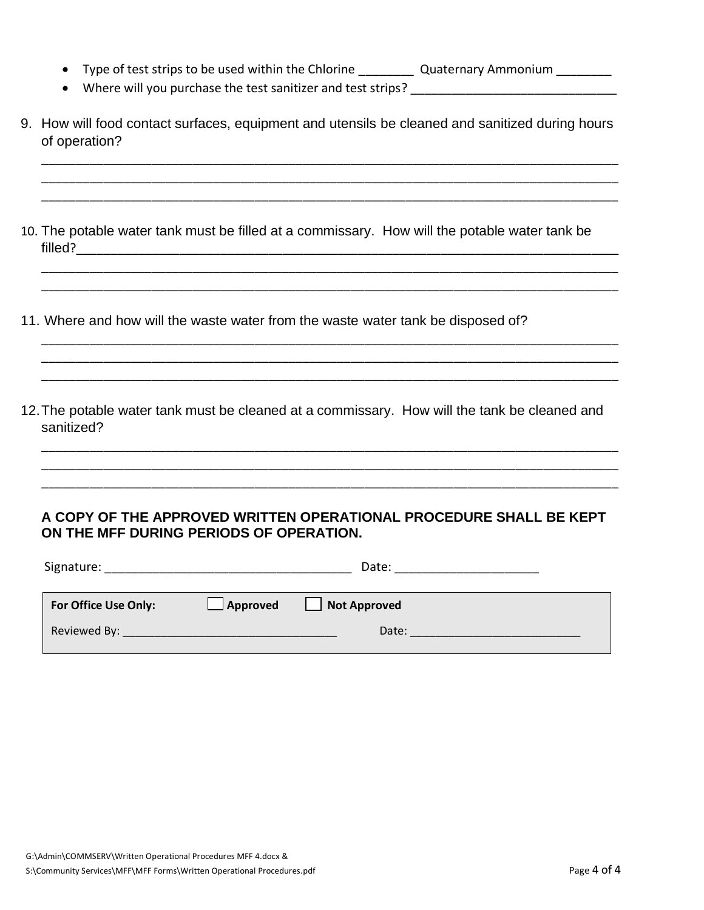- Type of test strips to be used within the Chlorine ________ Quaternary Ammonium ________
- Where will you purchase the test sanitizer and test strips? ______________________________

9. How will food contact surfaces, equipment and utensils be cleaned and sanitized during hours of operation?

________________________________________________________________________________
________________________________________________________________________________
________________________________________________________________________________

10. The potable water tank must be filled at a commissary. How will the potable water tank be filled?________________________________________________________________________

________________________________________________________________________________
________________________________________________________________________________

11. Where and how will the waste water from the waste water tank be disposed of?

________________________________________________________________________________
________________________________________________________________________________
________________________________________________________________________________

12. The potable water tank must be cleaned at a commissary. How will the tank be cleaned and sanitized?

________________________________________________________________________________
________________________________________________________________________________
________________________________________________________________________________

**A COPY OF THE APPROVED WRITTEN OPERATIONAL PROCEDURE SHALL BE KEPT ON THE MFF DURING PERIODS OF OPERATION.**

Signature: ____________________________________ Date: ____________________

| | | | |
|---|---|---|---|
| **For Office Use Only:** | ☐ **Approved** | ☐ **Not Approved** | |
| Reviewed By: _________________________________ | | Date: __________________________ | |

G:\Admin\COMMSERV\Written Operational Procedures MFF 4.docx &
S:\Community Services\MFF\MFF Forms\Written Operational Procedures.pdf